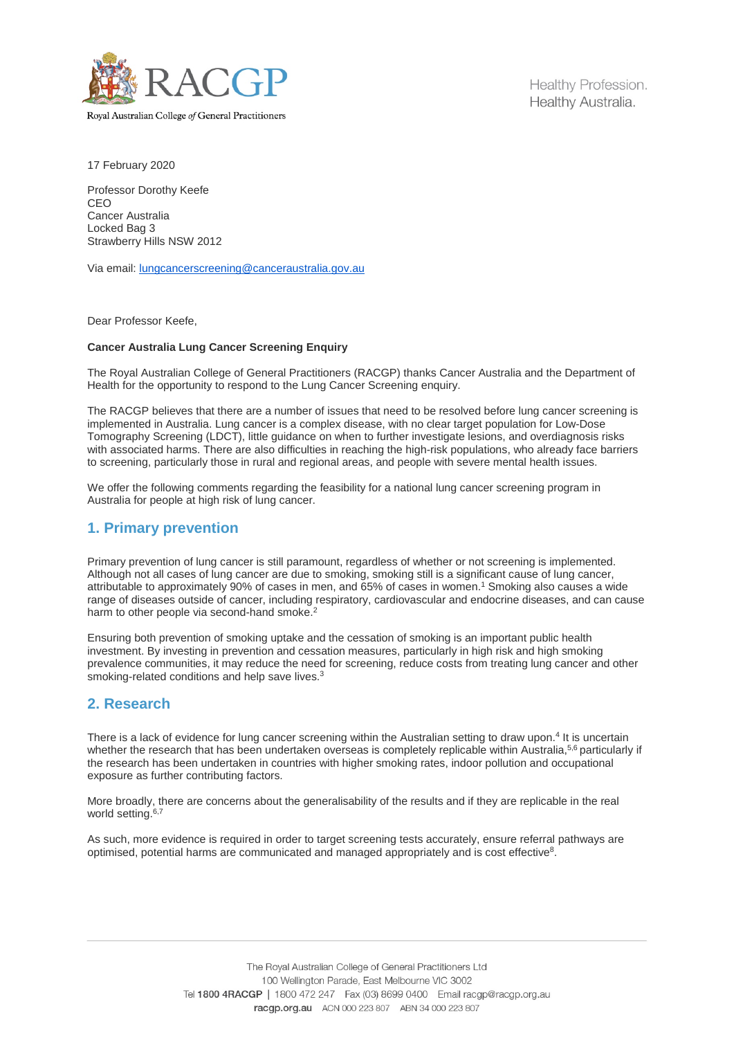17 February 2020

Professor Dorothy Keefe
CEO
Cancer Australia
Locked Bag 3
Strawberry Hills NSW 2012

Via email: lungcancerscreening@canceraustralia.gov.au

Dear Professor Keefe,

**Cancer Australia Lung Cancer Screening Enquiry**

The Royal Australian College of General Practitioners (RACGP) thanks Cancer Australia and the Department of Health for the opportunity to respond to the Lung Cancer Screening enquiry.

The RACGP believes that there are a number of issues that need to be resolved before lung cancer screening is implemented in Australia. Lung cancer is a complex disease, with no clear target population for Low-Dose Tomography Screening (LDCT), little guidance on when to further investigate lesions, and overdiagnosis risks with associated harms. There are also difficulties in reaching the high-risk populations, who already face barriers to screening, particularly those in rural and regional areas, and people with severe mental health issues.

We offer the following comments regarding the feasibility for a national lung cancer screening program in Australia for people at high risk of lung cancer.

## 1. Primary prevention

Primary prevention of lung cancer is still paramount, regardless of whether or not screening is implemented. Although not all cases of lung cancer are due to smoking, smoking still is a significant cause of lung cancer, attributable to approximately 90% of cases in men, and 65% of cases in women.[1] Smoking also causes a wide range of diseases outside of cancer, including respiratory, cardiovascular and endocrine diseases, and can cause harm to other people via second-hand smoke.[2]

Ensuring both prevention of smoking uptake and the cessation of smoking is an important public health investment. By investing in prevention and cessation measures, particularly in high risk and high smoking prevalence communities, it may reduce the need for screening, reduce costs from treating lung cancer and other smoking-related conditions and help save lives.[3]

## 2. Research

There is a lack of evidence for lung cancer screening within the Australian setting to draw upon.[4] It is uncertain whether the research that has been undertaken overseas is completely replicable within Australia,[5,6] particularly if the research has been undertaken in countries with higher smoking rates, indoor pollution and occupational exposure as further contributing factors.

More broadly, there are concerns about the generalisability of the results and if they are replicable in the real world setting.[6,7]

As such, more evidence is required in order to target screening tests accurately, ensure referral pathways are optimised, potential harms are communicated and managed appropriately and is cost effective[8].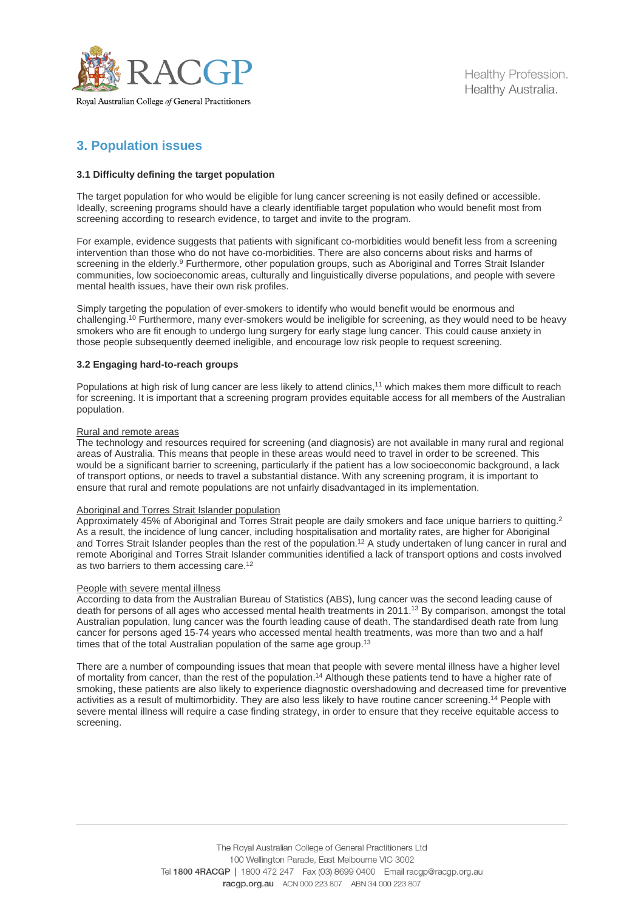## 3. Population issues

### 3.1 Difficulty defining the target population

The target population for who would be eligible for lung cancer screening is not easily defined or accessible. Ideally, screening programs should have a clearly identifiable target population who would benefit most from screening according to research evidence, to target and invite to the program.

For example, evidence suggests that patients with significant co-morbidities would benefit less from a screening intervention than those who do not have co-morbidities. There are also concerns about risks and harms of screening in the elderly.[9] Furthermore, other population groups, such as Aboriginal and Torres Strait Islander communities, low socioeconomic areas, culturally and linguistically diverse populations, and people with severe mental health issues, have their own risk profiles.

Simply targeting the population of ever-smokers to identify who would benefit would be enormous and challenging.[10] Furthermore, many ever-smokers would be ineligible for screening, as they would need to be heavy smokers who are fit enough to undergo lung surgery for early stage lung cancer. This could cause anxiety in those people subsequently deemed ineligible, and encourage low risk people to request screening.

### 3.2 Engaging hard-to-reach groups

Populations at high risk of lung cancer are less likely to attend clinics,[11] which makes them more difficult to reach for screening. It is important that a screening program provides equitable access for all members of the Australian population.

<u>Rural and remote areas</u>

The technology and resources required for screening (and diagnosis) are not available in many rural and regional areas of Australia. This means that people in these areas would need to travel in order to be screened. This would be a significant barrier to screening, particularly if the patient has a low socioeconomic background, a lack of transport options, or needs to travel a substantial distance. With any screening program, it is important to ensure that rural and remote populations are not unfairly disadvantaged in its implementation.

<u>Aboriginal and Torres Strait Islander population</u>

Approximately 45% of Aboriginal and Torres Strait people are daily smokers and face unique barriers to quitting.[2] As a result, the incidence of lung cancer, including hospitalisation and mortality rates, are higher for Aboriginal and Torres Strait Islander peoples than the rest of the population.[12] A study undertaken of lung cancer in rural and remote Aboriginal and Torres Strait Islander communities identified a lack of transport options and costs involved as two barriers to them accessing care.[12]

<u>People with severe mental illness</u>

According to data from the Australian Bureau of Statistics (ABS), lung cancer was the second leading cause of death for persons of all ages who accessed mental health treatments in 2011.[13] By comparison, amongst the total Australian population, lung cancer was the fourth leading cause of death. The standardised death rate from lung cancer for persons aged 15-74 years who accessed mental health treatments, was more than two and a half times that of the total Australian population of the same age group.[13]

There are a number of compounding issues that mean that people with severe mental illness have a higher level of mortality from cancer, than the rest of the population.[14] Although these patients tend to have a higher rate of smoking, these patients are also likely to experience diagnostic overshadowing and decreased time for preventive activities as a result of multimorbidity. They are also less likely to have routine cancer screening.[14] People with severe mental illness will require a case finding strategy, in order to ensure that they receive equitable access to screening.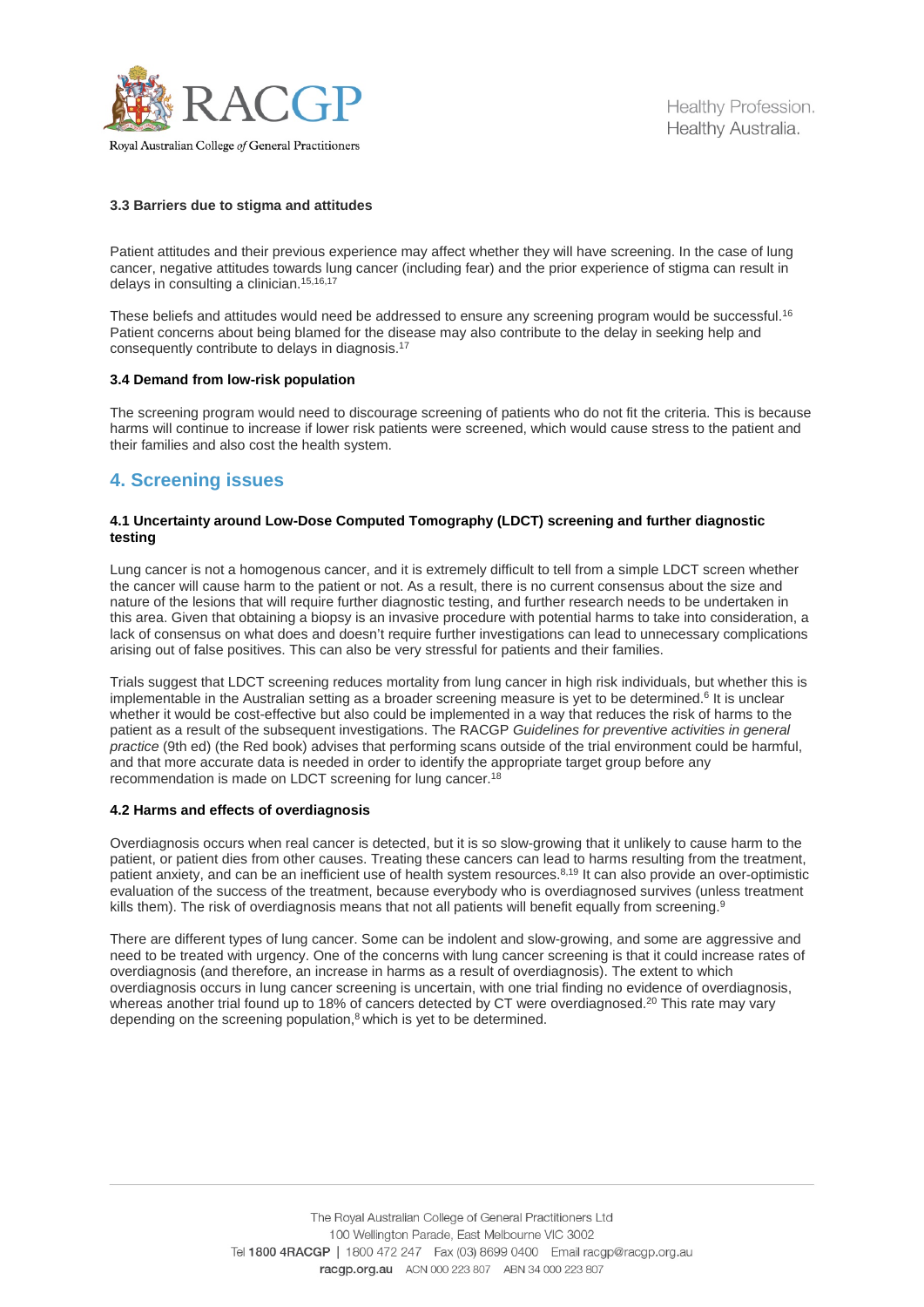### 3.3 Barriers due to stigma and attitudes

Patient attitudes and their previous experience may affect whether they will have screening. In the case of lung cancer, negative attitudes towards lung cancer (including fear) and the prior experience of stigma can result in delays in consulting a clinician.[15,16,17]

These beliefs and attitudes would need be addressed to ensure any screening program would be successful.[16] Patient concerns about being blamed for the disease may also contribute to the delay in seeking help and consequently contribute to delays in diagnosis.[17]

### 3.4 Demand from low-risk population

The screening program would need to discourage screening of patients who do not fit the criteria. This is because harms will continue to increase if lower risk patients were screened, which would cause stress to the patient and their families and also cost the health system.

## 4. Screening issues

### 4.1 Uncertainty around Low-Dose Computed Tomography (LDCT) screening and further diagnostic testing

Lung cancer is not a homogenous cancer, and it is extremely difficult to tell from a simple LDCT screen whether the cancer will cause harm to the patient or not. As a result, there is no current consensus about the size and nature of the lesions that will require further diagnostic testing, and further research needs to be undertaken in this area. Given that obtaining a biopsy is an invasive procedure with potential harms to take into consideration, a lack of consensus on what does and doesn't require further investigations can lead to unnecessary complications arising out of false positives. This can also be very stressful for patients and their families.

Trials suggest that LDCT screening reduces mortality from lung cancer in high risk individuals, but whether this is implementable in the Australian setting as a broader screening measure is yet to be determined.[6] It is unclear whether it would be cost-effective but also could be implemented in a way that reduces the risk of harms to the patient as a result of the subsequent investigations. The RACGP *Guidelines for preventive activities in general practice* (9th ed) (the Red book) advises that performing scans outside of the trial environment could be harmful, and that more accurate data is needed in order to identify the appropriate target group before any recommendation is made on LDCT screening for lung cancer.[18]

### 4.2 Harms and effects of overdiagnosis

Overdiagnosis occurs when real cancer is detected, but it is so slow-growing that it unlikely to cause harm to the patient, or patient dies from other causes. Treating these cancers can lead to harms resulting from the treatment, patient anxiety, and can be an inefficient use of health system resources.[8,19] It can also provide an over-optimistic evaluation of the success of the treatment, because everybody who is overdiagnosed survives (unless treatment kills them). The risk of overdiagnosis means that not all patients will benefit equally from screening.[9]

There are different types of lung cancer. Some can be indolent and slow-growing, and some are aggressive and need to be treated with urgency. One of the concerns with lung cancer screening is that it could increase rates of overdiagnosis (and therefore, an increase in harms as a result of overdiagnosis). The extent to which overdiagnosis occurs in lung cancer screening is uncertain, with one trial finding no evidence of overdiagnosis, whereas another trial found up to 18% of cancers detected by CT were overdiagnosed.[20] This rate may vary depending on the screening population,[8] which is yet to be determined.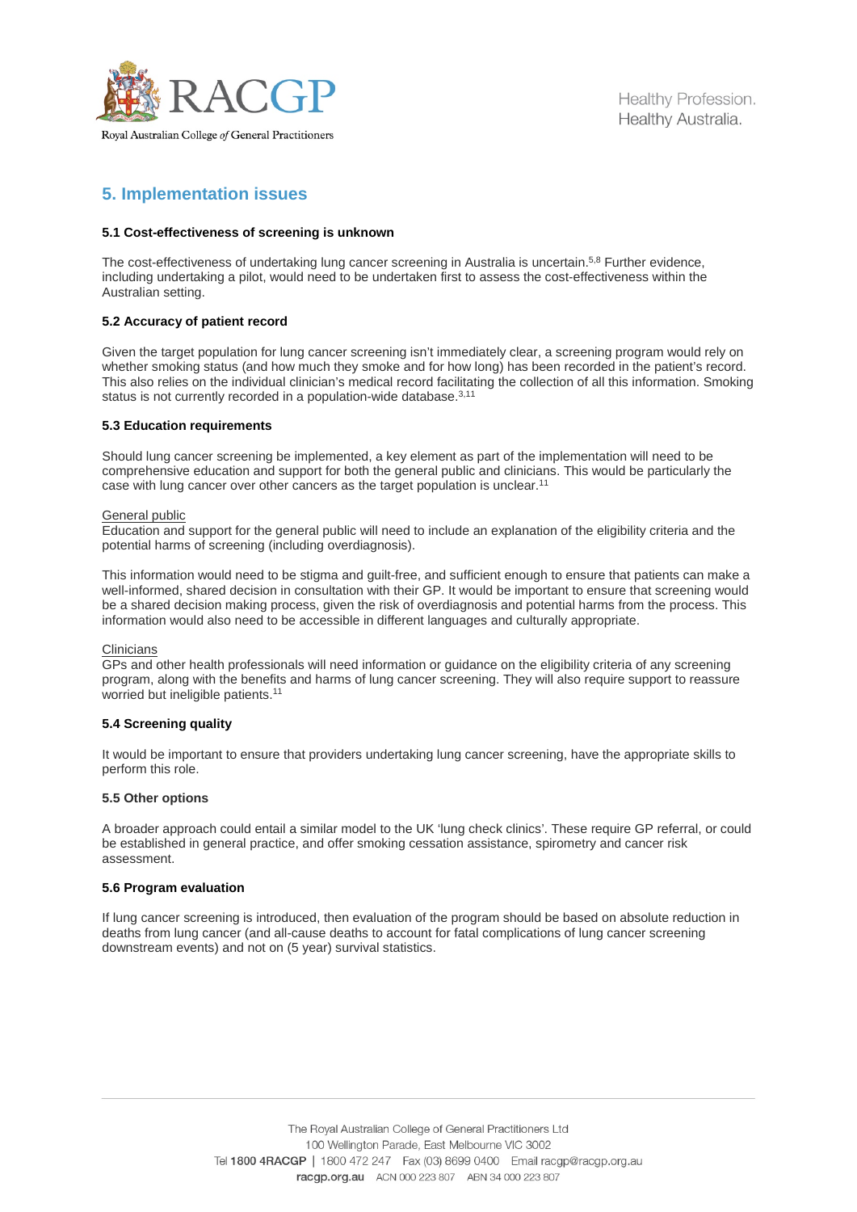## 5. Implementation issues

### 5.1 Cost-effectiveness of screening is unknown

The cost-effectiveness of undertaking lung cancer screening in Australia is uncertain.[5,8] Further evidence, including undertaking a pilot, would need to be undertaken first to assess the cost-effectiveness within the Australian setting.

### 5.2 Accuracy of patient record

Given the target population for lung cancer screening isn't immediately clear, a screening program would rely on whether smoking status (and how much they smoke and for how long) has been recorded in the patient's record. This also relies on the individual clinician's medical record facilitating the collection of all this information. Smoking status is not currently recorded in a population-wide database.[3,11]

### 5.3 Education requirements

Should lung cancer screening be implemented, a key element as part of the implementation will need to be comprehensive education and support for both the general public and clinicians. This would be particularly the case with lung cancer over other cancers as the target population is unclear.[11]

General public

Education and support for the general public will need to include an explanation of the eligibility criteria and the potential harms of screening (including overdiagnosis).

This information would need to be stigma and guilt-free, and sufficient enough to ensure that patients can make a well-informed, shared decision in consultation with their GP. It would be important to ensure that screening would be a shared decision making process, given the risk of overdiagnosis and potential harms from the process. This information would also need to be accessible in different languages and culturally appropriate.

Clinicians

GPs and other health professionals will need information or guidance on the eligibility criteria of any screening program, along with the benefits and harms of lung cancer screening. They will also require support to reassure worried but ineligible patients.[11]

### 5.4 Screening quality

It would be important to ensure that providers undertaking lung cancer screening, have the appropriate skills to perform this role.

### 5.5 Other options

A broader approach could entail a similar model to the UK 'lung check clinics'. These require GP referral, or could be established in general practice, and offer smoking cessation assistance, spirometry and cancer risk assessment.

### 5.6 Program evaluation

If lung cancer screening is introduced, then evaluation of the program should be based on absolute reduction in deaths from lung cancer (and all-cause deaths to account for fatal complications of lung cancer screening downstream events) and not on (5 year) survival statistics.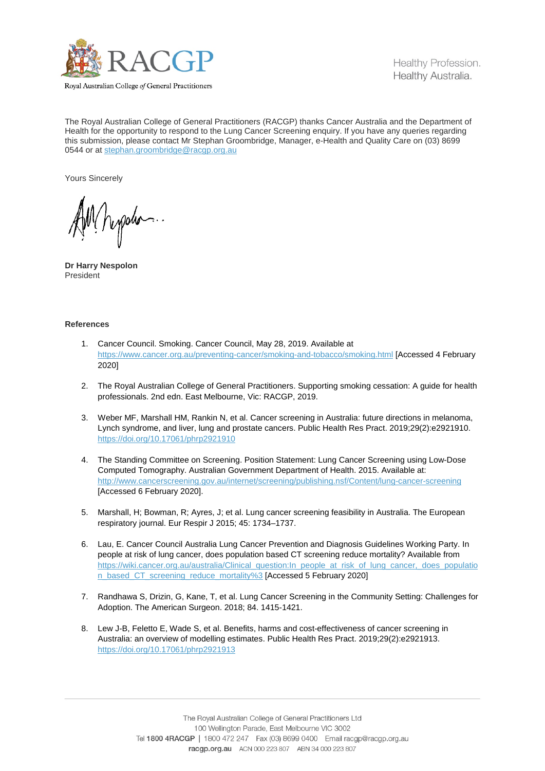The Royal Australian College of General Practitioners (RACGP) thanks Cancer Australia and the Department of Health for the opportunity to respond to the Lung Cancer Screening enquiry. If you have any queries regarding this submission, please contact Mr Stephan Groombridge, Manager, e-Health and Quality Care on (03) 8699 0544 or at stephan.groombridge@racgp.org.au

Yours Sincerely

**Dr Harry Nespolon**
President

**References**

1. Cancer Council. Smoking. Cancer Council, May 28, 2019. Available at https://www.cancer.org.au/preventing-cancer/smoking-and-tobacco/smoking.html [Accessed 4 February 2020]

2. The Royal Australian College of General Practitioners. Supporting smoking cessation: A guide for health professionals. 2nd edn. East Melbourne, Vic: RACGP, 2019.

3. Weber MF, Marshall HM, Rankin N, et al. Cancer screening in Australia: future directions in melanoma, Lynch syndrome, and liver, lung and prostate cancers. Public Health Res Pract. 2019;29(2):e2921910. https://doi.org/10.17061/phrp2921910

4. The Standing Committee on Screening. Position Statement: Lung Cancer Screening using Low-Dose Computed Tomography. Australian Government Department of Health. 2015. Available at: http://www.cancerscreening.gov.au/internet/screening/publishing.nsf/Content/lung-cancer-screening [Accessed 6 February 2020].

5. Marshall, H; Bowman, R; Ayres, J; et al. Lung cancer screening feasibility in Australia. The European respiratory journal. Eur Respir J 2015; 45: 1734–1737.

6. Lau, E. Cancer Council Australia Lung Cancer Prevention and Diagnosis Guidelines Working Party. In people at risk of lung cancer, does population based CT screening reduce mortality? Available from https://wiki.cancer.org.au/australia/Clinical_question:In_people_at_risk_of_lung_cancer,_does_population_based_CT_screening_reduce_mortality%3 [Accessed 5 February 2020]

7. Randhawa S, Drizin, G, Kane, T, et al. Lung Cancer Screening in the Community Setting: Challenges for Adoption. The American Surgeon. 2018; 84. 1415-1421.

8. Lew J-B, Feletto E, Wade S, et al. Benefits, harms and cost-effectiveness of cancer screening in Australia: an overview of modelling estimates. Public Health Res Pract. 2019;29(2):e2921913. https://doi.org/10.17061/phrp2921913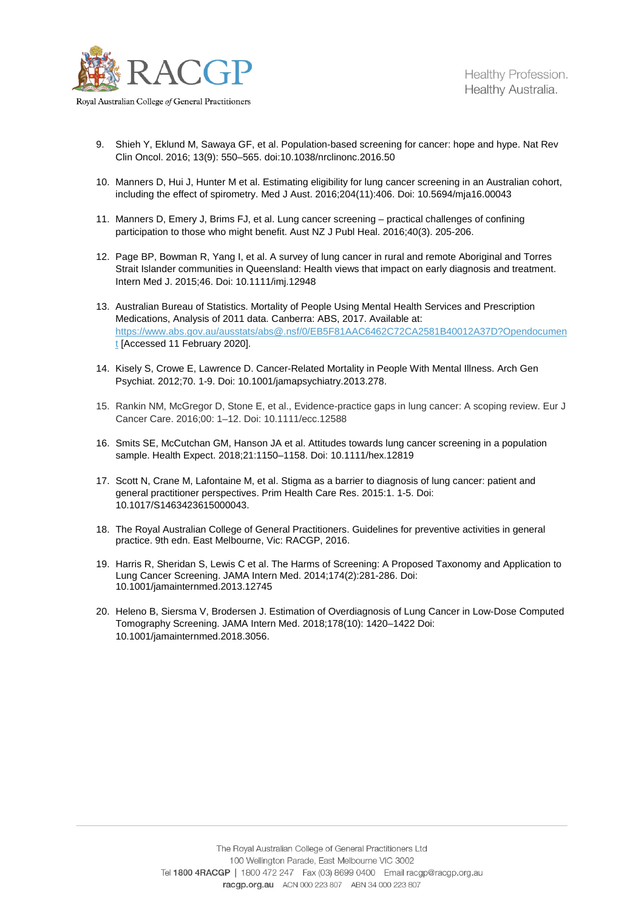9. Shieh Y, Eklund M, Sawaya GF, et al. Population-based screening for cancer: hope and hype. Nat Rev Clin Oncol. 2016; 13(9): 550–565. doi:10.1038/nrclinonc.2016.50

10. Manners D, Hui J, Hunter M et al. Estimating eligibility for lung cancer screening in an Australian cohort, including the effect of spirometry. Med J Aust. 2016;204(11):406. Doi: 10.5694/mja16.00043

11. Manners D, Emery J, Brims FJ, et al. Lung cancer screening – practical challenges of confining participation to those who might benefit. Aust NZ J Publ Heal. 2016;40(3). 205-206.

12. Page BP, Bowman R, Yang I, et al. A survey of lung cancer in rural and remote Aboriginal and Torres Strait Islander communities in Queensland: Health views that impact on early diagnosis and treatment. Intern Med J. 2015;46. Doi: 10.1111/imj.12948

13. Australian Bureau of Statistics. Mortality of People Using Mental Health Services and Prescription Medications, Analysis of 2011 data. Canberra: ABS, 2017. Available at: https://www.abs.gov.au/ausstats/abs@.nsf/0/EB5F81AAC6462C72CA2581B40012A37D?Opendocument [Accessed 11 February 2020].

14. Kisely S, Crowe E, Lawrence D. Cancer-Related Mortality in People With Mental Illness. Arch Gen Psychiat. 2012;70. 1-9. Doi: 10.1001/jamapsychiatry.2013.278.

15. Rankin NM, McGregor D, Stone E, et al., Evidence-practice gaps in lung cancer: A scoping review. Eur J Cancer Care. 2016;00: 1–12. Doi: 10.1111/ecc.12588

16. Smits SE, McCutchan GM, Hanson JA et al. Attitudes towards lung cancer screening in a population sample. Health Expect. 2018;21:1150–1158. Doi: 10.1111/hex.12819

17. Scott N, Crane M, Lafontaine M, et al. Stigma as a barrier to diagnosis of lung cancer: patient and general practitioner perspectives. Prim Health Care Res. 2015:1. 1-5. Doi: 10.1017/S1463423615000043.

18. The Royal Australian College of General Practitioners. Guidelines for preventive activities in general practice. 9th edn. East Melbourne, Vic: RACGP, 2016.

19. Harris R, Sheridan S, Lewis C et al. The Harms of Screening: A Proposed Taxonomy and Application to Lung Cancer Screening. JAMA Intern Med. 2014;174(2):281-286. Doi: 10.1001/jamainternmed.2013.12745

20. Heleno B, Siersma V, Brodersen J. Estimation of Overdiagnosis of Lung Cancer in Low-Dose Computed Tomography Screening. JAMA Intern Med. 2018;178(10): 1420–1422 Doi: 10.1001/jamainternmed.2018.3056.